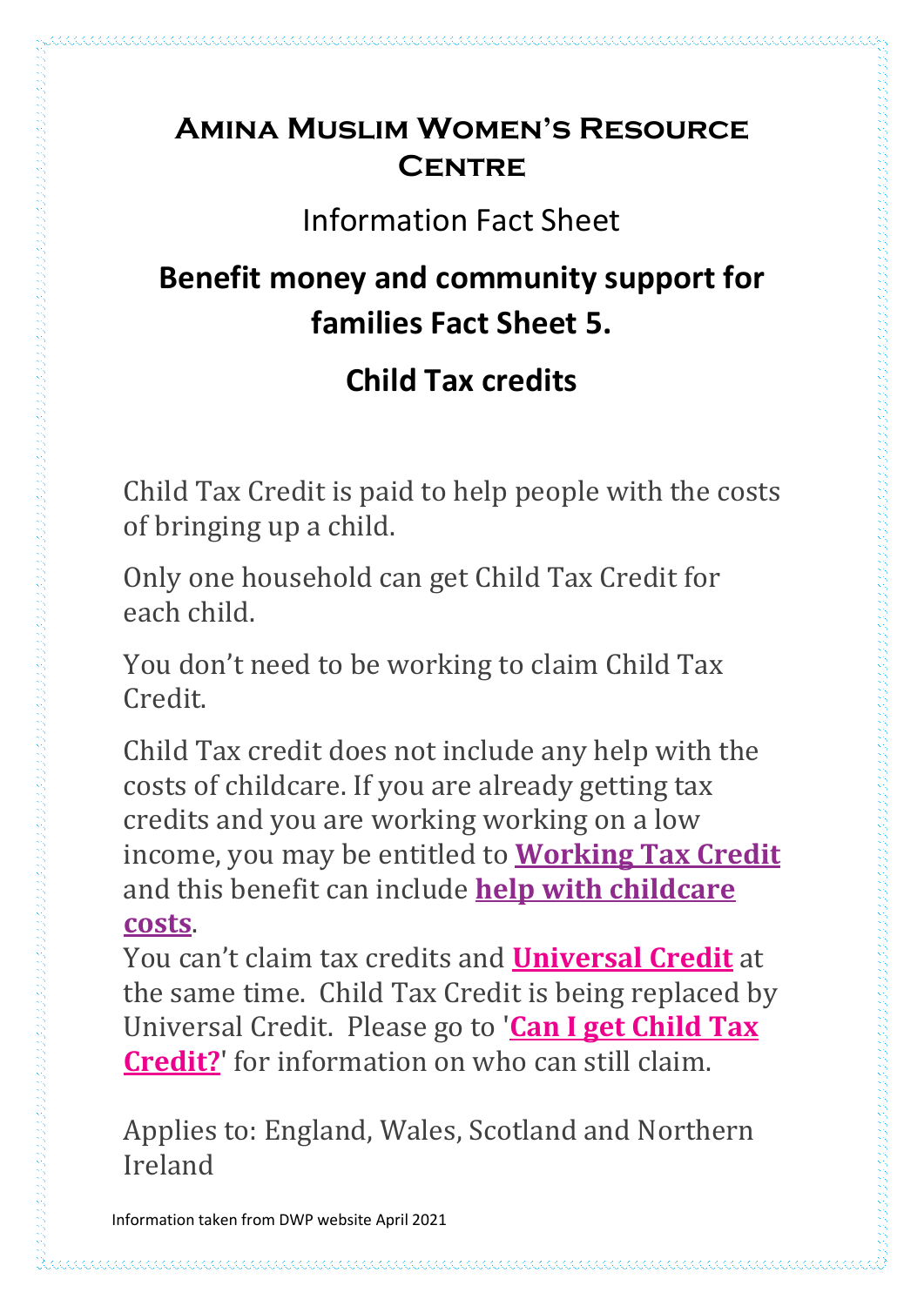# Amina Muslim Women's Resource Centre

Information Fact Sheet

## Benefit money and community support for families Fact Sheet 5.

## Child Tax credits

Child Tax Credit is paid to help people with the costs of bringing up a child.

Only one household can get Child Tax Credit for each child.

You don't need to be working to claim Child Tax Credit.

Child Tax credit does not include any help with the costs of childcare. If you are already getting tax credits and you are working working on a low income, you may be entitled to **Working Tax Credit** and this benefit can include **help with childcare costs**.

You can't claim tax credits and **Universal Credit** at the same time. Child Tax Credit is being replaced by Universal Credit. Please go to '**Can I get Child Tax Credit?**' for information on who can still claim.

Applies to: England, Wales, Scotland and Northern Ireland

Information taken from DWP website April 2021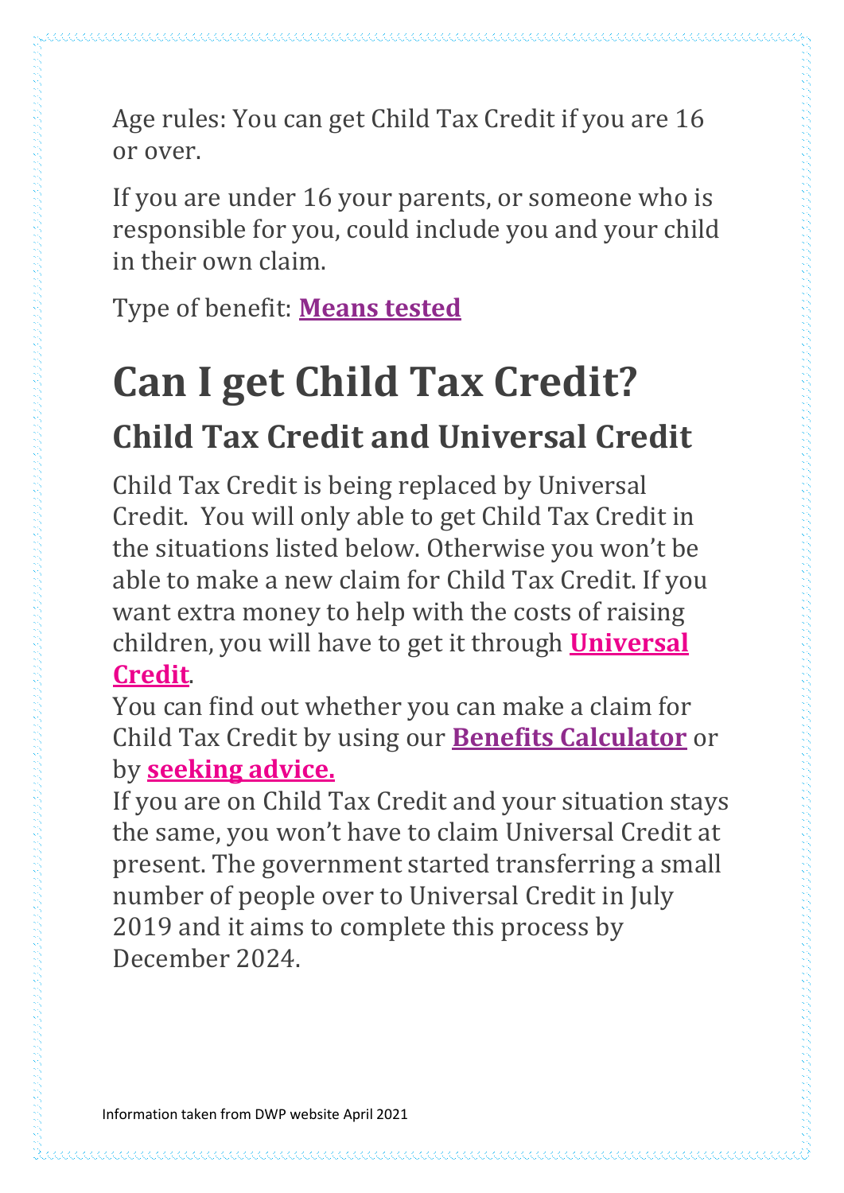Age rules: You can get Child Tax Credit if you are 16 or over.

If you are under 16 your parents, or someone who is responsible for you, could include you and your child in their own claim.

Type of benefit: **Means tested**

# Can I get Child Tax Credit?

## Child Tax Credit and Universal Credit

Child Tax Credit is being replaced by Universal Credit. You will only able to get Child Tax Credit in the situations listed below. Otherwise you won't be able to make a new claim for Child Tax Credit. If you want extra money to help with the costs of raising children, you will have to get it through **Universal Credit**.

You can find out whether you can make a claim for Child Tax Credit by using our **Benefits Calculator** or by **seeking advice.**

If you are on Child Tax Credit and your situation stays the same, you won't have to claim Universal Credit at present. The government started transferring a small number of people over to Universal Credit in July 2019 and it aims to complete this process by December 2024.

Information taken from DWP website April 2021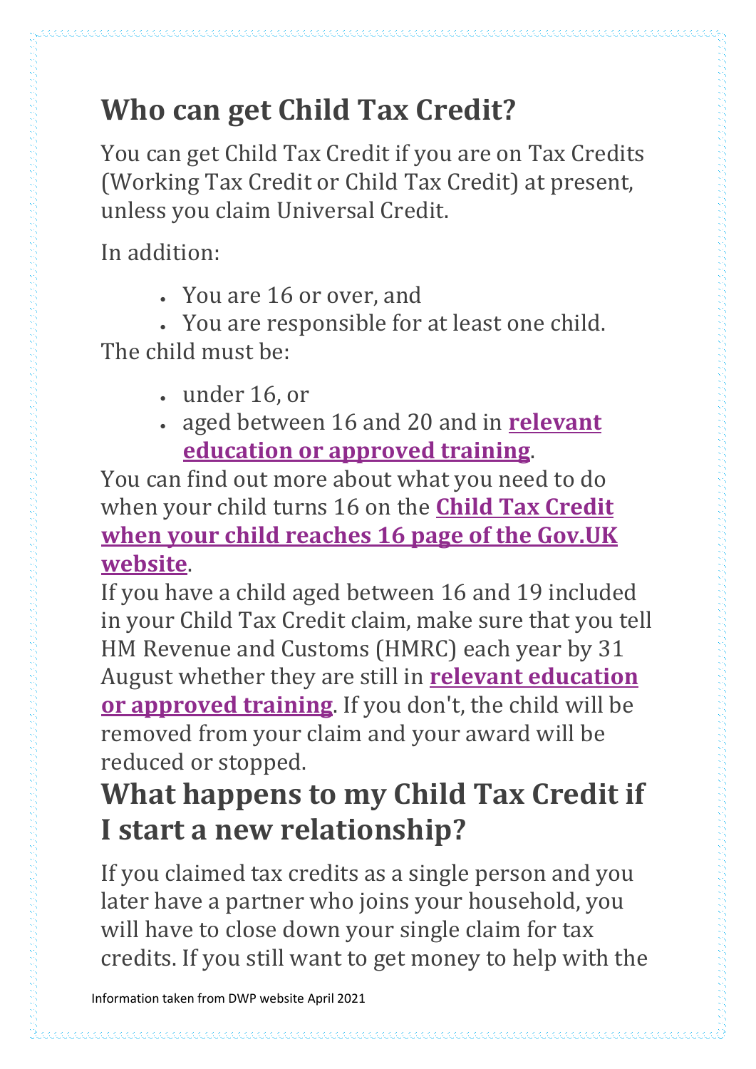## Who can get Child Tax Credit?

You can get Child Tax Credit if you are on Tax Credits (Working Tax Credit or Child Tax Credit) at present, unless you claim Universal Credit.

In addition:

- You are 16 or over, and
- You are responsible for at least one child.

The child must be:

- under 16, or
- aged between 16 and 20 and in **relevant education or approved training**.

You can find out more about what you need to do when your child turns 16 on the **Child Tax Credit when your child reaches 16 page of the Gov.UK website**.

If you have a child aged between 16 and 19 included in your Child Tax Credit claim, make sure that you tell HM Revenue and Customs (HMRC) each year by 31 August whether they are still in **relevant education or approved training**. If you don't, the child will be removed from your claim and your award will be reduced or stopped.

## What happens to my Child Tax Credit if I start a new relationship?

If you claimed tax credits as a single person and you later have a partner who joins your household, you will have to close down your single claim for tax credits. If you still want to get money to help with the

Information taken from DWP website April 2021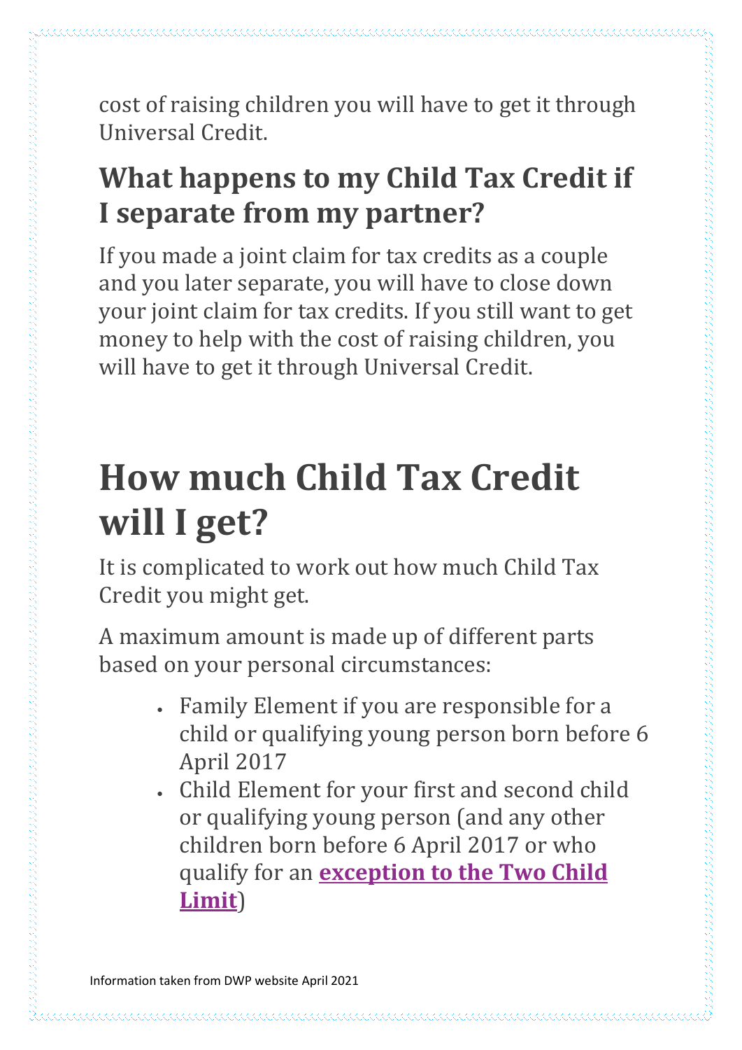cost of raising children you will have to get it through Universal Credit.

## What happens to my Child Tax Credit if I separate from my partner?

If you made a joint claim for tax credits as a couple and you later separate, you will have to close down your joint claim for tax credits. If you still want to get money to help with the cost of raising children, you will have to get it through Universal Credit.

# How much Child Tax Credit will I get?

It is complicated to work out how much Child Tax Credit you might get.

A maximum amount is made up of different parts based on your personal circumstances:

- Family Element if you are responsible for a child or qualifying young person born before 6 April 2017
- Child Element for your first and second child or qualifying young person (and any other children born before 6 April 2017 or who qualify for an **exception to the Two Child Limit**)

Information taken from DWP website April 2021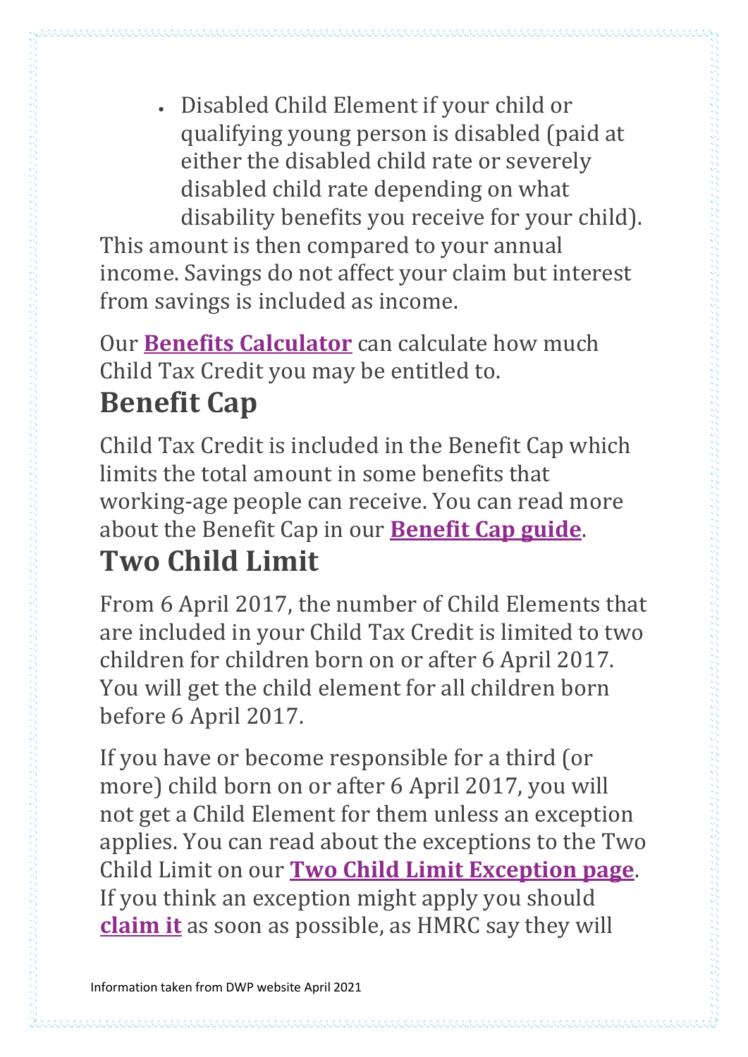- Disabled Child Element if your child or qualifying young person is disabled (paid at either the disabled child rate or severely disabled child rate depending on what disability benefits you receive for your child).

This amount is then compared to your annual income. Savings do not affect your claim but interest from savings is included as income.

Our **Benefits Calculator** can calculate how much Child Tax Credit you may be entitled to.

## Benefit Cap

Child Tax Credit is included in the Benefit Cap which limits the total amount in some benefits that working-age people can receive. You can read more about the Benefit Cap in our **Benefit Cap guide**.

## Two Child Limit

From 6 April 2017, the number of Child Elements that are included in your Child Tax Credit is limited to two children for children born on or after 6 April 2017. You will get the child element for all children born before 6 April 2017.

If you have or become responsible for a third (or more) child born on or after 6 April 2017, you will not get a Child Element for them unless an exception applies. You can read about the exceptions to the Two Child Limit on our **Two Child Limit Exception page**. If you think an exception might apply you should **claim it** as soon as possible, as HMRC say they will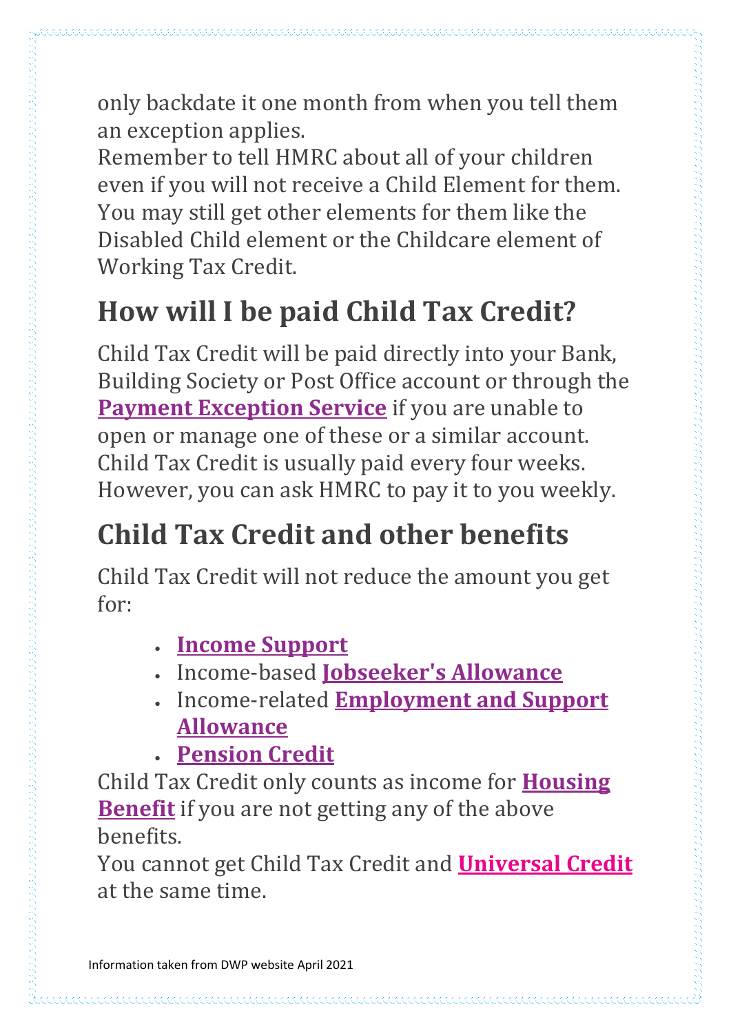only backdate it one month from when you tell them an exception applies.

Remember to tell HMRC about all of your children even if you will not receive a Child Element for them. You may still get other elements for them like the Disabled Child element or the Childcare element of Working Tax Credit.

## How will I be paid Child Tax Credit?

Child Tax Credit will be paid directly into your Bank, Building Society or Post Office account or through the **Payment Exception Service** if you are unable to open or manage one of these or a similar account. Child Tax Credit is usually paid every four weeks. However, you can ask HMRC to pay it to you weekly.

## Child Tax Credit and other benefits

Child Tax Credit will not reduce the amount you get for:

- **Income Support**
- Income-based **Jobseeker's Allowance**
- Income-related **Employment and Support Allowance**
- **Pension Credit**

Child Tax Credit only counts as income for **Housing Benefit** if you are not getting any of the above benefits.

You cannot get Child Tax Credit and **Universal Credit** at the same time.

Information taken from DWP website April 2021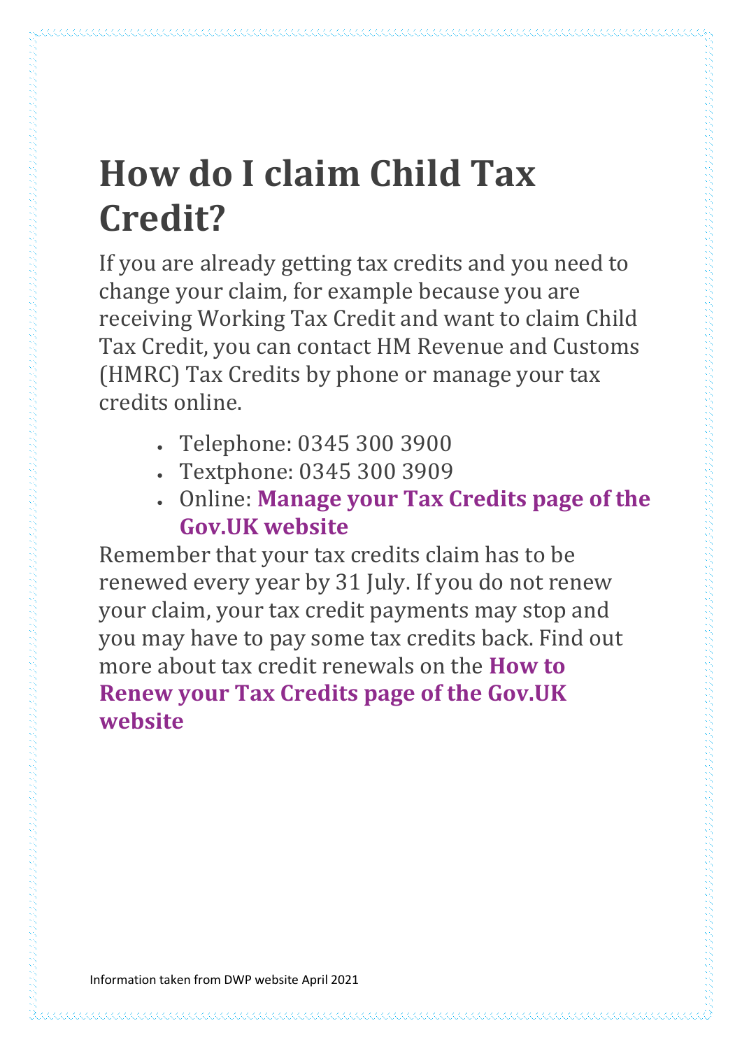# How do I claim Child Tax Credit?

If you are already getting tax credits and you need to change your claim, for example because you are receiving Working Tax Credit and want to claim Child Tax Credit, you can contact HM Revenue and Customs (HMRC) Tax Credits by phone or manage your tax credits online.

- Telephone: 0345 300 3900
- Textphone: 0345 300 3909
- Online: **Manage your Tax Credits page of the Gov.UK website**

Remember that your tax credits claim has to be renewed every year by 31 July. If you do not renew your claim, your tax credit payments may stop and you may have to pay some tax credits back. Find out more about tax credit renewals on the **How to Renew your Tax Credits page of the Gov.UK website**

Information taken from DWP website April 2021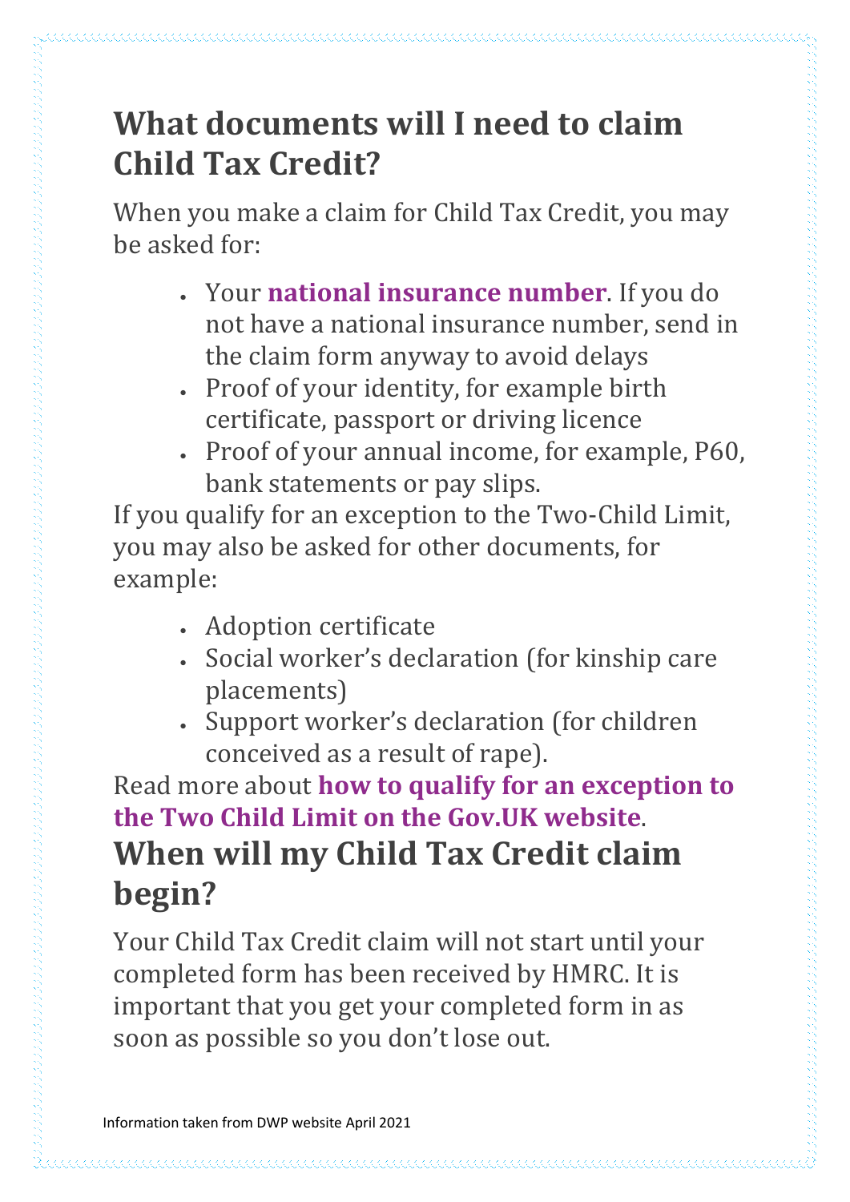## What documents will I need to claim Child Tax Credit?

When you make a claim for Child Tax Credit, you may be asked for:

- Your **national insurance number**. If you do not have a national insurance number, send in the claim form anyway to avoid delays
- Proof of your identity, for example birth certificate, passport or driving licence
- Proof of your annual income, for example, P60, bank statements or pay slips.

If you qualify for an exception to the Two-Child Limit, you may also be asked for other documents, for example:

- Adoption certificate
- Social worker's declaration (for kinship care placements)
- Support worker's declaration (for children conceived as a result of rape).

Read more about **how to qualify for an exception to the Two Child Limit on the Gov.UK website**.

## When will my Child Tax Credit claim begin?

Your Child Tax Credit claim will not start until your completed form has been received by HMRC. It is important that you get your completed form in as soon as possible so you don't lose out.

Information taken from DWP website April 2021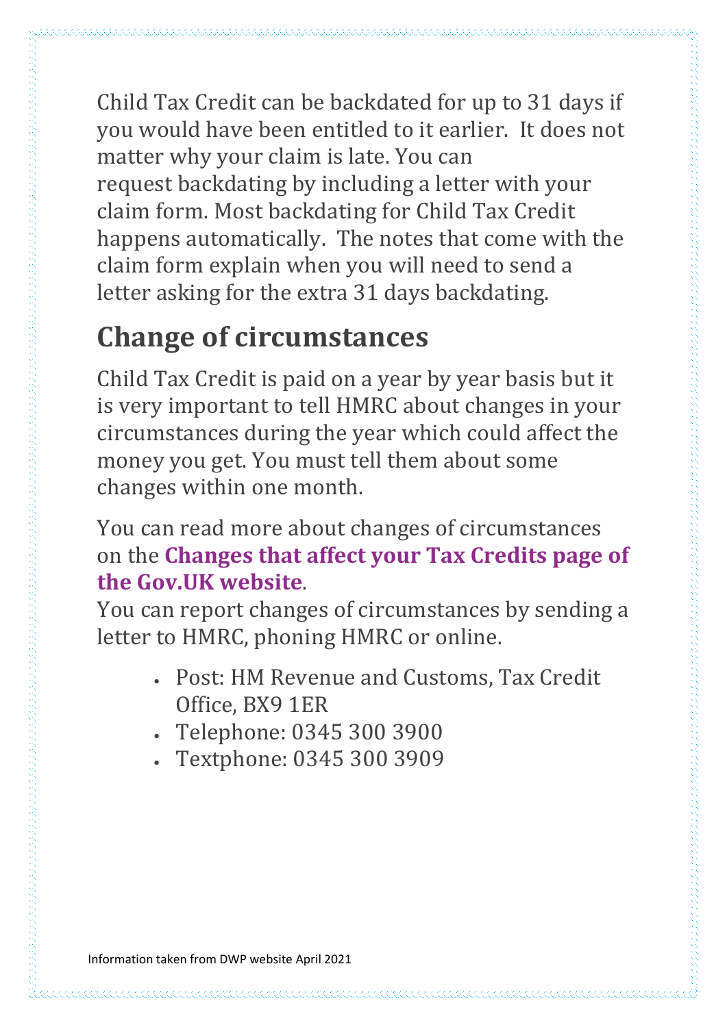Child Tax Credit can be backdated for up to 31 days if you would have been entitled to it earlier. It does not matter why your claim is late. You can request backdating by including a letter with your claim form. Most backdating for Child Tax Credit happens automatically. The notes that come with the claim form explain when you will need to send a letter asking for the extra 31 days backdating.

## Change of circumstances

Child Tax Credit is paid on a year by year basis but it is very important to tell HMRC about changes in your circumstances during the year which could affect the money you get. You must tell them about some changes within one month.

You can read more about changes of circumstances on the **Changes that affect your Tax Credits page of the Gov.UK website**.

You can report changes of circumstances by sending a letter to HMRC, phoning HMRC or online.

- Post: HM Revenue and Customs, Tax Credit Office, BX9 1ER
- Telephone: 0345 300 3900
- Textphone: 0345 300 3909

Information taken from DWP website April 2021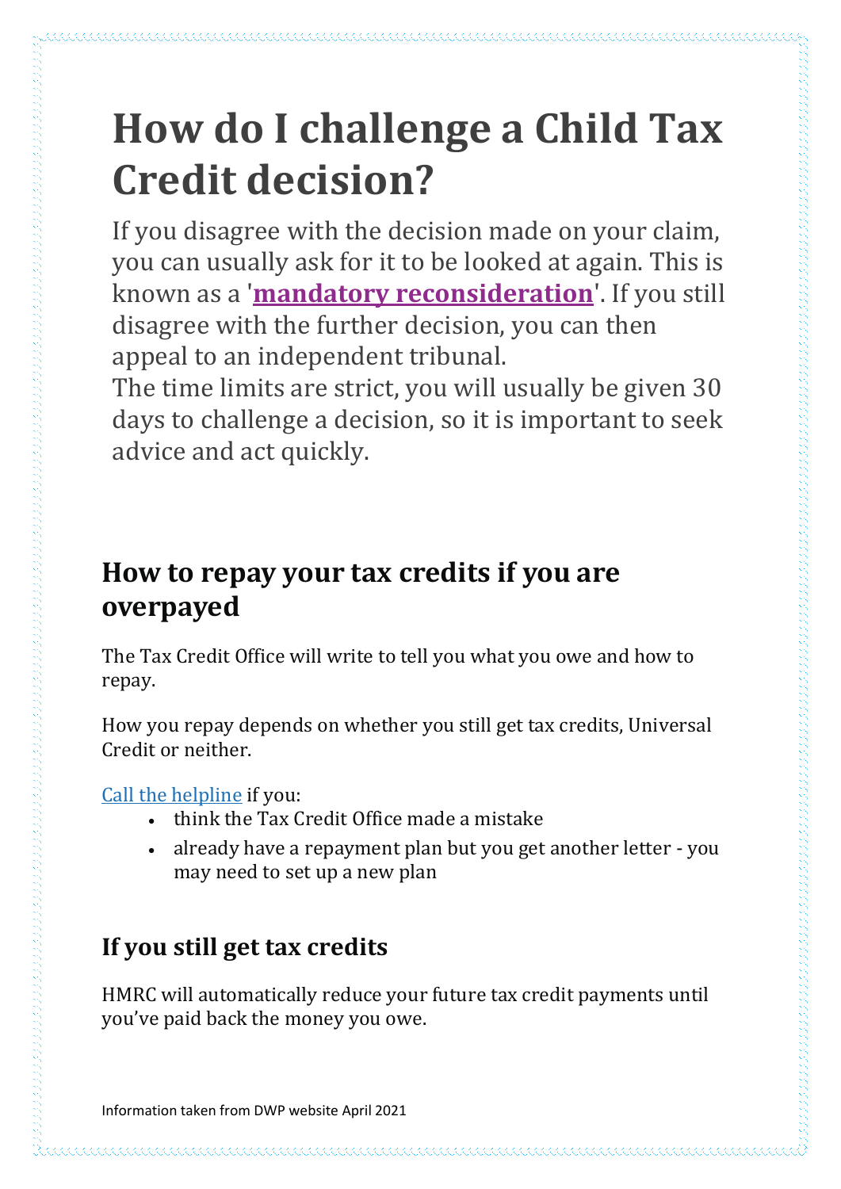# How do I challenge a Child Tax Credit decision?

If you disagree with the decision made on your claim, you can usually ask for it to be looked at again. This is known as a '**mandatory reconsideration**'. If you still disagree with the further decision, you can then appeal to an independent tribunal.
The time limits are strict, you will usually be given 30 days to challenge a decision, so it is important to seek advice and act quickly.

## How to repay your tax credits if you are overpayed

The Tax Credit Office will write to tell you what you owe and how to repay.

How you repay depends on whether you still get tax credits, Universal Credit or neither.

Call the helpline if you:

- think the Tax Credit Office made a mistake
- already have a repayment plan but you get another letter - you may need to set up a new plan

## If you still get tax credits

HMRC will automatically reduce your future tax credit payments until you've paid back the money you owe.

Information taken from DWP website April 2021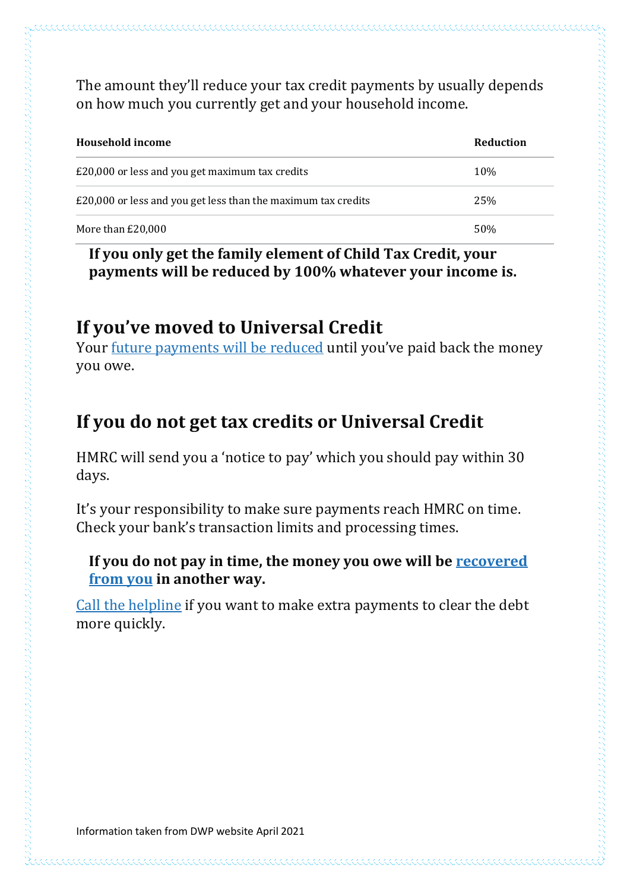The amount they'll reduce your tax credit payments by usually depends on how much you currently get and your household income.

| Household income | Reduction |
|---|---|
| £20,000 or less and you get maximum tax credits | 10% |
| £20,000 or less and you get less than the maximum tax credits | 25% |
| More than £20,000 | 50% |

**If you only get the family element of Child Tax Credit, your payments will be reduced by 100% whatever your income is.**

## If you've moved to Universal Credit

Your future payments will be reduced until you've paid back the money you owe.

## If you do not get tax credits or Universal Credit

HMRC will send you a 'notice to pay' which you should pay within 30 days.

It's your responsibility to make sure payments reach HMRC on time. Check your bank's transaction limits and processing times.

**If you do not pay in time, the money you owe will be recovered from you in another way.**

Call the helpline if you want to make extra payments to clear the debt more quickly.

Information taken from DWP website April 2021